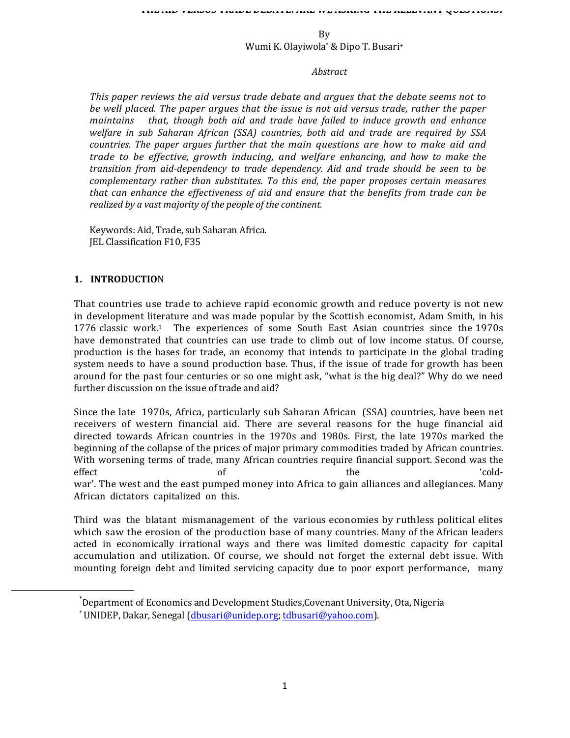# THE AID VERSUS TRADE DEBATE: ARE WE ASKING THE RELEVANT QUESTIONS?

By

Wumi K. Olayiwola[*] & Dipo T. Busari[+]

*Abstract*

*This paper reviews the aid versus trade debate and argues that the debate seems not to be well placed. The paper argues that the issue is not aid versus trade, rather the paper maintains that, though both aid and trade have failed to induce growth and enhance welfare in sub Saharan African (SSA) countries, both aid and trade are required by SSA countries. The paper argues further that the main questions are how to make aid and trade to be effective, growth inducing, and welfare enhancing, and how to make the transition from aid-dependency to trade dependency. Aid and trade should be seen to be complementary rather than substitutes. To this end, the paper proposes certain measures that can enhance the effectiveness of aid and ensure that the benefits from trade can be realized by a vast majority of the people of the continent.*

Keywords: Aid, Trade, sub Saharan Africa.
JEL Classification F10, F35

## 1. INTRODUCTION

That countries use trade to achieve rapid economic growth and reduce poverty is not new in development literature and was made popular by the Scottish economist, Adam Smith, in his 1776 classic work.[1] The experiences of some South East Asian countries since the 1970s have demonstrated that countries can use trade to climb out of low income status. Of course, production is the bases for trade, an economy that intends to participate in the global trading system needs to have a sound production base. Thus, if the issue of trade for growth has been around for the past four centuries or so one might ask, "what is the big deal?" Why do we need further discussion on the issue of trade and aid?

Since the late 1970s, Africa, particularly sub Saharan African (SSA) countries, have been net receivers of western financial aid. There are several reasons for the huge financial aid directed towards African countries in the 1970s and 1980s. First, the late 1970s marked the beginning of the collapse of the prices of major primary commodities traded by African countries. With worsening terms of trade, many African countries require financial support. Second was the effect of the 'cold-war'. The west and the east pumped money into Africa to gain alliances and allegiances. Many African dictators capitalized on this.

Third was the blatant mismanagement of the various economies by ruthless political elites which saw the erosion of the production base of many countries. Many of the African leaders acted in economically irrational ways and there was limited domestic capacity for capital accumulation and utilization. Of course, we should not forget the external debt issue. With mounting foreign debt and limited servicing capacity due to poor export performance, many

---

[*] Department of Economics and Development Studies, Covenant University, Ota, Nigeria

[+] UNIDEP, Dakar, Senegal (dbusari@unidep.org; tdbusari@yahoo.com).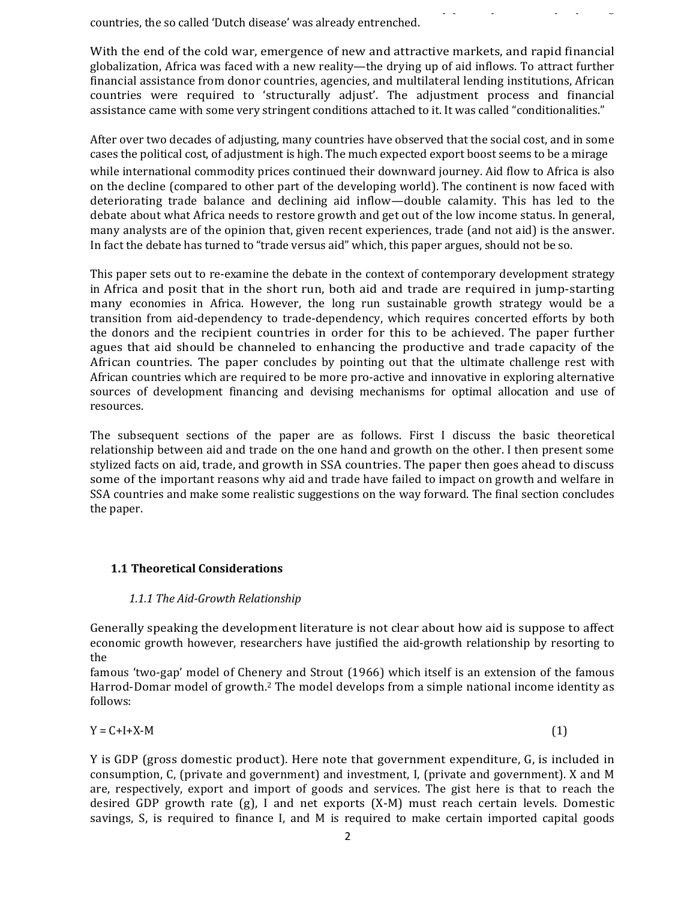countries, the so called 'Dutch disease' was already entrenched.

With the end of the cold war, emergence of new and attractive markets, and rapid financial globalization, Africa was faced with a new reality—the drying up of aid inflows. To attract further financial assistance from donor countries, agencies, and multilateral lending institutions, African countries were required to 'structurally adjust'. The adjustment process and financial assistance came with some very stringent conditions attached to it. It was called "conditionalities."

After over two decades of adjusting, many countries have observed that the social cost, and in some cases the political cost, of adjustment is high. The much expected export boost seems to be a mirage while international commodity prices continued their downward journey. Aid flow to Africa is also on the decline (compared to other part of the developing world). The continent is now faced with deteriorating trade balance and declining aid inflow—double calamity. This has led to the debate about what Africa needs to restore growth and get out of the low income status. In general, many analysts are of the opinion that, given recent experiences, trade (and not aid) is the answer. In fact the debate has turned to "trade versus aid" which, this paper argues, should not be so.

This paper sets out to re-examine the debate in the context of contemporary development strategy in Africa and posit that in the short run, both aid and trade are required in jump-starting many economies in Africa. However, the long run sustainable growth strategy would be a transition from aid-dependency to trade-dependency, which requires concerted efforts by both the donors and the recipient countries in order for this to be achieved. The paper further agues that aid should be channeled to enhancing the productive and trade capacity of the African countries. The paper concludes by pointing out that the ultimate challenge rest with African countries which are required to be more pro-active and innovative in exploring alternative sources of development financing and devising mechanisms for optimal allocation and use of resources.

The subsequent sections of the paper are as follows. First I discuss the basic theoretical relationship between aid and trade on the one hand and growth on the other. I then present some stylized facts on aid, trade, and growth in SSA countries. The paper then goes ahead to discuss some of the important reasons why aid and trade have failed to impact on growth and welfare in SSA countries and make some realistic suggestions on the way forward. The final section concludes the paper.

## 1.1 Theoretical Considerations

### *1.1.1 The Aid-Growth Relationship*

Generally speaking the development literature is not clear about how aid is suppose to affect economic growth however, researchers have justified the aid-growth relationship by resorting to the famous 'two-gap' model of Chenery and Strout (1966) which itself is an extension of the famous Harrod-Domar model of growth.[2] The model develops from a simple national income identity as follows:

$$Y = C + I + X - M \tag{1}$$

Y is GDP (gross domestic product). Here note that government expenditure, G, is included in consumption, C, (private and government) and investment, I, (private and government). X and M are, respectively, export and import of goods and services. The gist here is that to reach the desired GDP growth rate (g), I and net exports (X-M) must reach certain levels. Domestic savings, S, is required to finance I, and M is required to make certain imported capital goods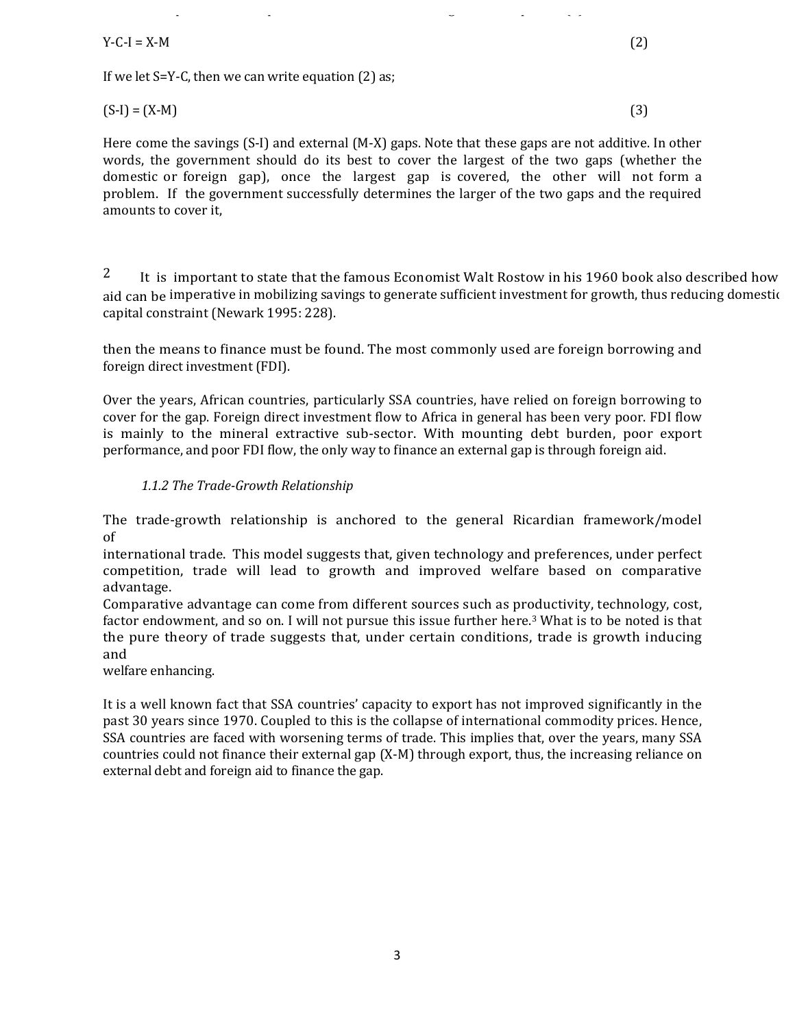$$Y-C-I = X-M \tag{2}$$

If we let S=Y-C, then we can write equation (2) as;

$$(S-I) = (X-M) \tag{3}$$

Here come the savings (S-I) and external (M-X) gaps. Note that these gaps are not additive. In other words, the government should do its best to cover the largest of the two gaps (whether the domestic or foreign gap), once the largest gap is covered, the other will not form a problem. If the government successfully determines the larger of the two gaps and the required amounts to cover it, then the means to finance must be found. The most commonly used are foreign borrowing and foreign direct investment (FDI).

Over the years, African countries, particularly SSA countries, have relied on foreign borrowing to cover for the gap. Foreign direct investment flow to Africa in general has been very poor. FDI flow is mainly to the mineral extractive sub-sector. With mounting debt burden, poor export performance, and poor FDI flow, the only way to finance an external gap is through foreign aid.

*1.1.2 The Trade-Growth Relationship*

The trade-growth relationship is anchored to the general Ricardian framework/model of international trade. This model suggests that, given technology and preferences, under perfect competition, trade will lead to growth and improved welfare based on comparative advantage.

Comparative advantage can come from different sources such as productivity, technology, cost, factor endowment, and so on. I will not pursue this issue further here.[3] What is to be noted is that the pure theory of trade suggests that, under certain conditions, trade is growth inducing and welfare enhancing.

It is a well known fact that SSA countries' capacity to export has not improved significantly in the past 30 years since 1970. Coupled to this is the collapse of international commodity prices. Hence, SSA countries are faced with worsening terms of trade. This implies that, over the years, many SSA countries could not finance their external gap (X-M) through export, thus, the increasing reliance on external debt and foreign aid to finance the gap.

---

[2] It is important to state that the famous Economist Walt Rostow in his 1960 book also described how aid can be imperative in mobilizing savings to generate sufficient investment for growth, thus reducing domestic capital constraint (Newark 1995: 228).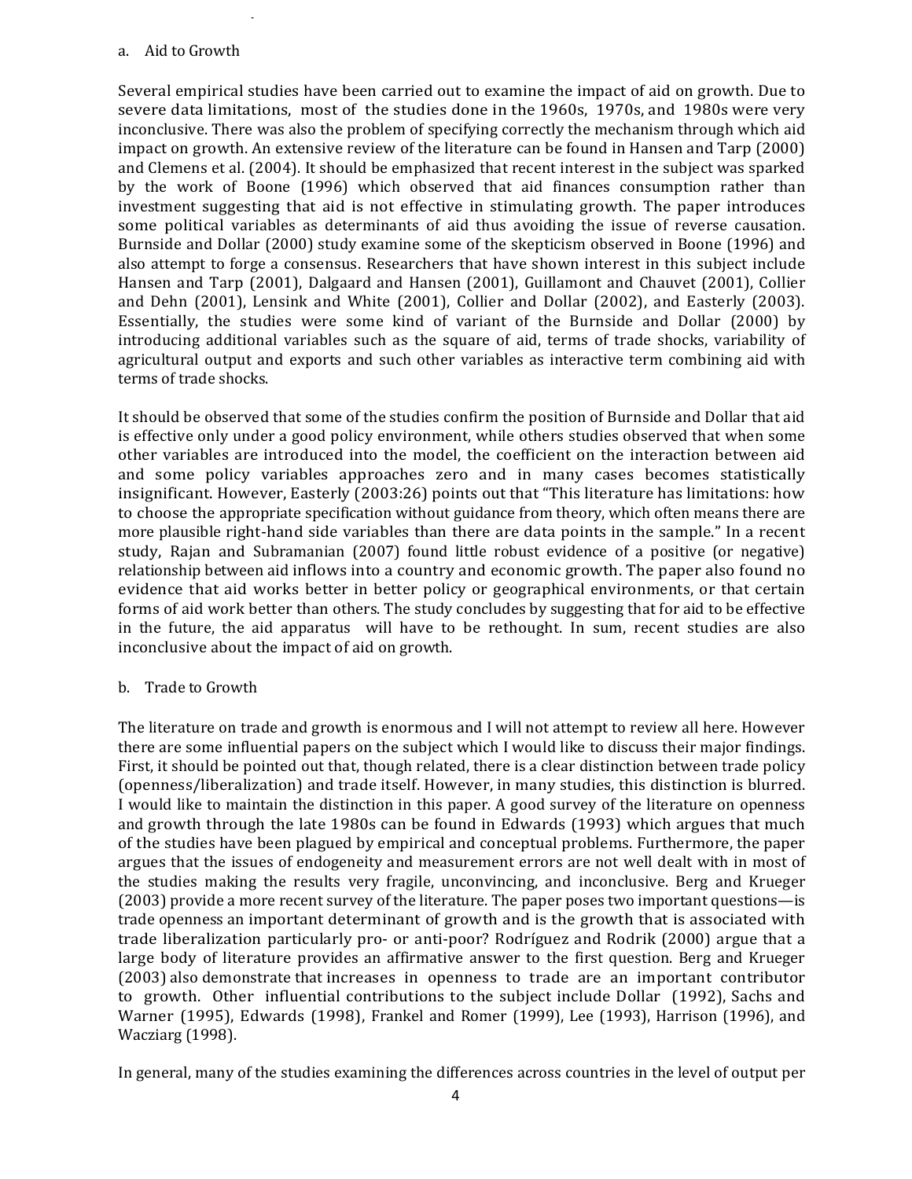a. Aid to Growth

Several empirical studies have been carried out to examine the impact of aid on growth. Due to severe data limitations, most of the studies done in the 1960s, 1970s, and 1980s were very inconclusive. There was also the problem of specifying correctly the mechanism through which aid impact on growth. An extensive review of the literature can be found in Hansen and Tarp (2000) and Clemens et al. (2004). It should be emphasized that recent interest in the subject was sparked by the work of Boone (1996) which observed that aid finances consumption rather than investment suggesting that aid is not effective in stimulating growth. The paper introduces some political variables as determinants of aid thus avoiding the issue of reverse causation. Burnside and Dollar (2000) study examine some of the skepticism observed in Boone (1996) and also attempt to forge a consensus. Researchers that have shown interest in this subject include Hansen and Tarp (2001), Dalgaard and Hansen (2001), Guillamont and Chauvet (2001), Collier and Dehn (2001), Lensink and White (2001), Collier and Dollar (2002), and Easterly (2003). Essentially, the studies were some kind of variant of the Burnside and Dollar (2000) by introducing additional variables such as the square of aid, terms of trade shocks, variability of agricultural output and exports and such other variables as interactive term combining aid with terms of trade shocks.

It should be observed that some of the studies confirm the position of Burnside and Dollar that aid is effective only under a good policy environment, while others studies observed that when some other variables are introduced into the model, the coefficient on the interaction between aid and some policy variables approaches zero and in many cases becomes statistically insignificant. However, Easterly (2003:26) points out that "This literature has limitations: how to choose the appropriate specification without guidance from theory, which often means there are more plausible right-hand side variables than there are data points in the sample." In a recent study, Rajan and Subramanian (2007) found little robust evidence of a positive (or negative) relationship between aid inflows into a country and economic growth. The paper also found no evidence that aid works better in better policy or geographical environments, or that certain forms of aid work better than others. The study concludes by suggesting that for aid to be effective in the future, the aid apparatus will have to be rethought. In sum, recent studies are also inconclusive about the impact of aid on growth.

b. Trade to Growth

The literature on trade and growth is enormous and I will not attempt to review all here. However there are some influential papers on the subject which I would like to discuss their major findings. First, it should be pointed out that, though related, there is a clear distinction between trade policy (openness/liberalization) and trade itself. However, in many studies, this distinction is blurred. I would like to maintain the distinction in this paper. A good survey of the literature on openness and growth through the late 1980s can be found in Edwards (1993) which argues that much of the studies have been plagued by empirical and conceptual problems. Furthermore, the paper argues that the issues of endogeneity and measurement errors are not well dealt with in most of the studies making the results very fragile, unconvincing, and inconclusive. Berg and Krueger (2003) provide a more recent survey of the literature. The paper poses two important questions—is trade openness an important determinant of growth and is the growth that is associated with trade liberalization particularly pro- or anti-poor? Rodríguez and Rodrik (2000) argue that a large body of literature provides an affirmative answer to the first question. Berg and Krueger (2003) also demonstrate that increases in openness to trade are an important contributor to growth. Other influential contributions to the subject include Dollar (1992), Sachs and Warner (1995), Edwards (1998), Frankel and Romer (1999), Lee (1993), Harrison (1996), and Wacziarg (1998).

In general, many of the studies examining the differences across countries in the level of output per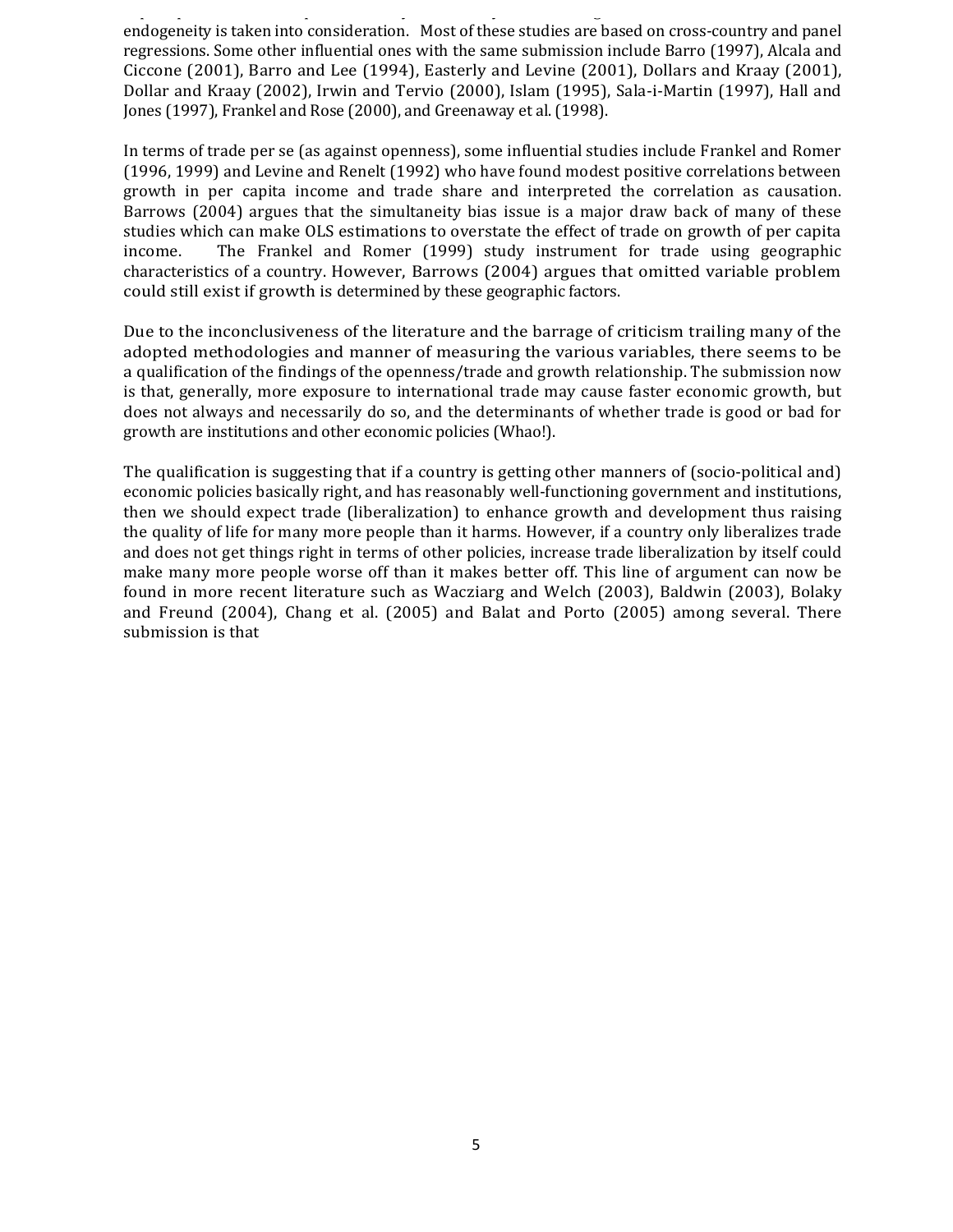endogeneity is taken into consideration. Most of these studies are based on cross-country and panel regressions. Some other influential ones with the same submission include Barro (1997), Alcala and Ciccone (2001), Barro and Lee (1994), Easterly and Levine (2001), Dollars and Kraay (2001), Dollar and Kraay (2002), Irwin and Tervio (2000), Islam (1995), Sala-i-Martin (1997), Hall and Jones (1997), Frankel and Rose (2000), and Greenaway et al. (1998).

In terms of trade per se (as against openness), some influential studies include Frankel and Romer (1996, 1999) and Levine and Renelt (1992) who have found modest positive correlations between growth in per capita income and trade share and interpreted the correlation as causation. Barrows (2004) argues that the simultaneity bias issue is a major draw back of many of these studies which can make OLS estimations to overstate the effect of trade on growth of per capita income. The Frankel and Romer (1999) study instrument for trade using geographic characteristics of a country. However, Barrows (2004) argues that omitted variable problem could still exist if growth is determined by these geographic factors.

Due to the inconclusiveness of the literature and the barrage of criticism trailing many of the adopted methodologies and manner of measuring the various variables, there seems to be a qualification of the findings of the openness/trade and growth relationship. The submission now is that, generally, more exposure to international trade may cause faster economic growth, but does not always and necessarily do so, and the determinants of whether trade is good or bad for growth are institutions and other economic policies (Whao!).

The qualification is suggesting that if a country is getting other manners of (socio-political and) economic policies basically right, and has reasonably well-functioning government and institutions, then we should expect trade (liberalization) to enhance growth and development thus raising the quality of life for many more people than it harms. However, if a country only liberalizes trade and does not get things right in terms of other policies, increase trade liberalization by itself could make many more people worse off than it makes better off. This line of argument can now be found in more recent literature such as Wacziarg and Welch (2003), Baldwin (2003), Bolaky and Freund (2004), Chang et al. (2005) and Balat and Porto (2005) among several. There submission is that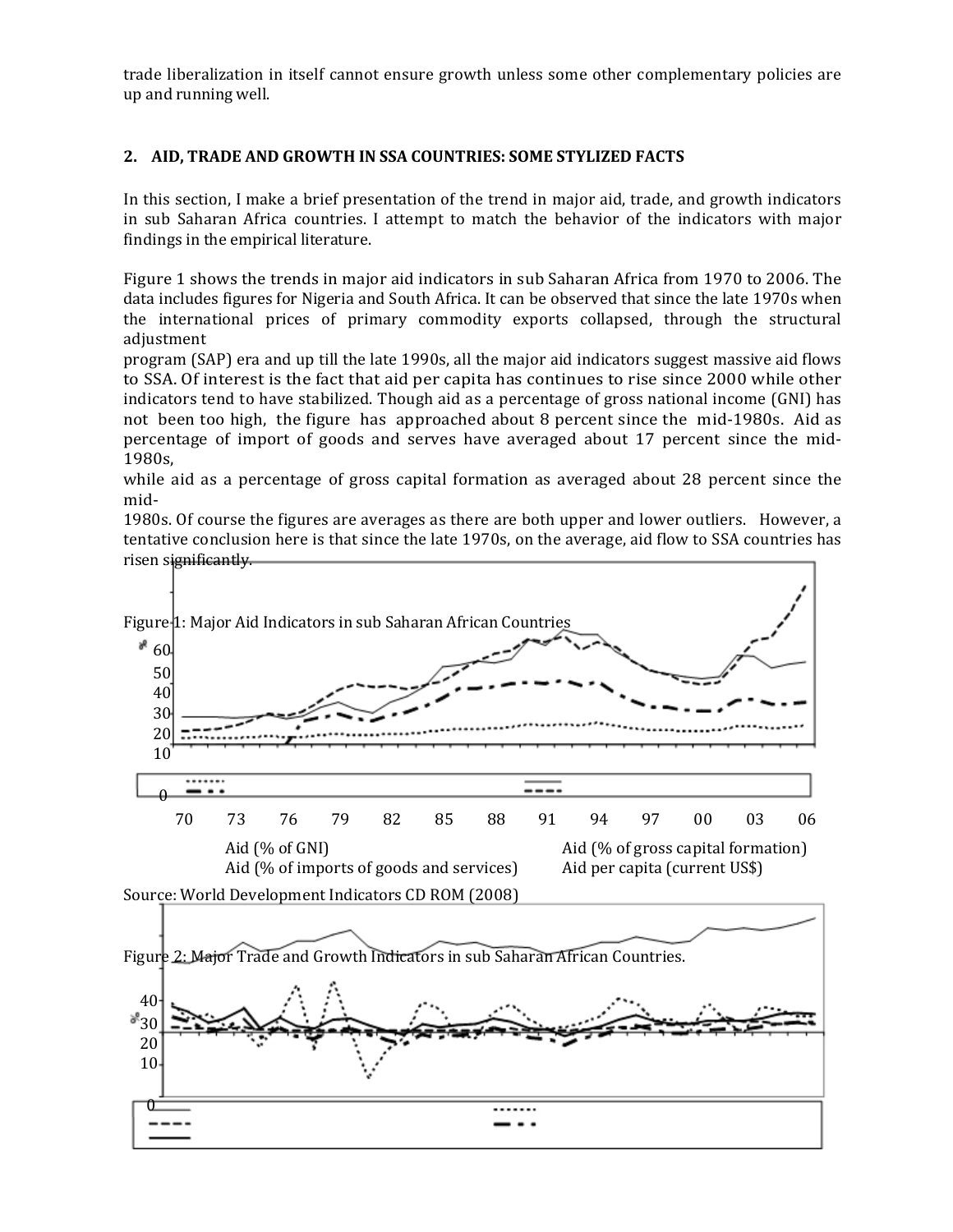trade liberalization in itself cannot ensure growth unless some other complementary policies are up and running well.

## 2. AID, TRADE AND GROWTH IN SSA COUNTRIES: SOME STYLIZED FACTS

In this section, I make a brief presentation of the trend in major aid, trade, and growth indicators in sub Saharan Africa countries. I attempt to match the behavior of the indicators with major findings in the empirical literature.

Figure 1 shows the trends in major aid indicators in sub Saharan Africa from 1970 to 2006. The data includes figures for Nigeria and South Africa. It can be observed that since the late 1970s when the international prices of primary commodity exports collapsed, through the structural adjustment program (SAP) era and up till the late 1990s, all the major aid indicators suggest massive aid flows to SSA. Of interest is the fact that aid per capita has continues to rise since 2000 while other indicators tend to have stabilized. Though aid as a percentage of gross national income (GNI) has not been too high, the figure has approached about 8 percent since the mid-1980s. Aid as percentage of import of goods and serves have averaged about 17 percent since the mid-1980s, while aid as a percentage of gross capital formation as averaged about 28 percent since the mid-1980s. Of course the figures are averages as there are both upper and lower outliers. However, a tentative conclusion here is that since the late 1970s, on the average, aid flow to SSA countries has risen significantly.

Figure 1: Major Aid Indicators in sub Saharan African Countries

%
60
50
40
30
20
10
0

70 73 76 79 82 85 88 91 94 97 00 03 06

Aid (% of GNI)
Aid (% of imports of goods and services)
Aid (% of gross capital formation)
Aid per capita (current US$)

Source: World Development Indicators CD ROM (2008)

Figure 2: Major Trade and Growth Indicators in sub Saharan African Countries.

%
40
30
20
10
0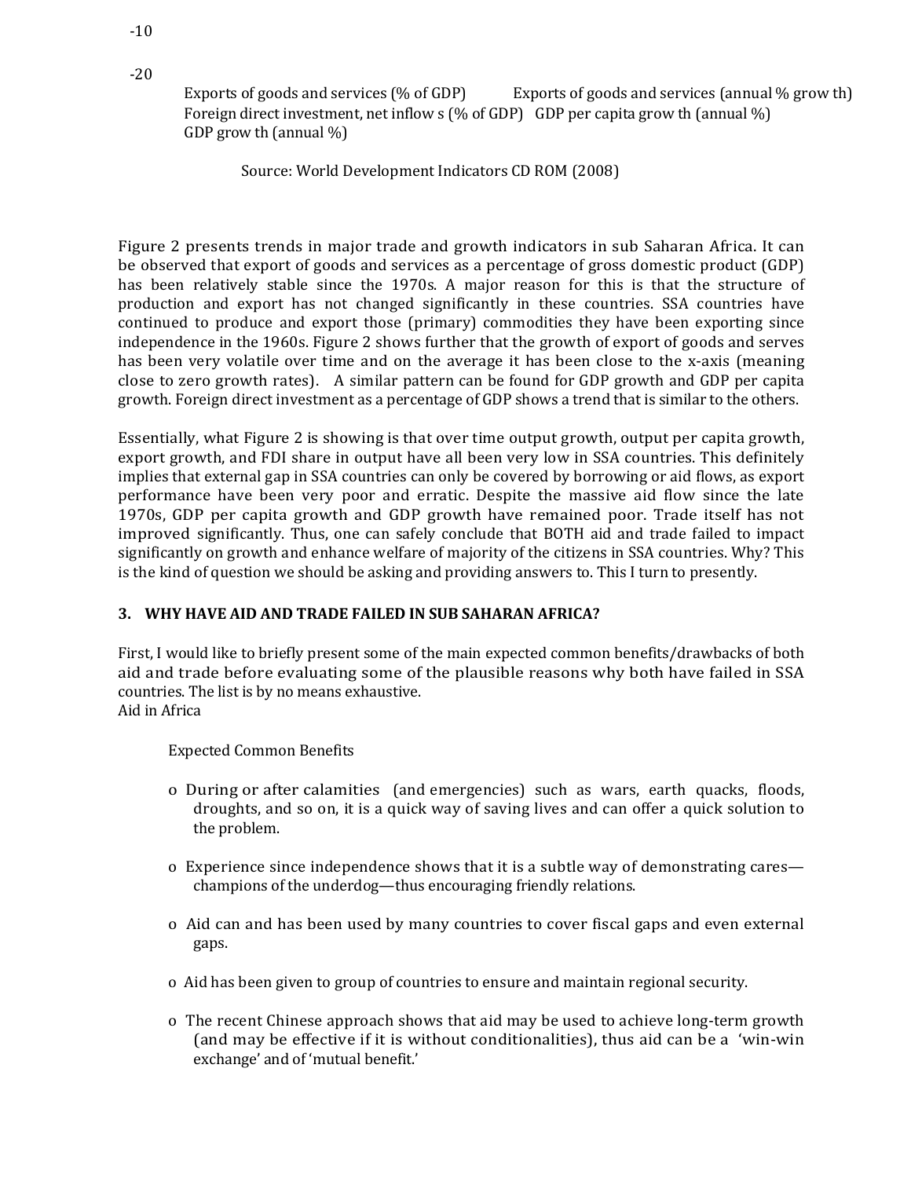-10

-20

Exports of goods and services (% of GDP) Exports of goods and services (annual % grow th)
Foreign direct investment, net inflow s (% of GDP) GDP per capita grow th (annual %)
GDP grow th (annual %)

Source: World Development Indicators CD ROM (2008)

Figure 2 presents trends in major trade and growth indicators in sub Saharan Africa. It can be observed that export of goods and services as a percentage of gross domestic product (GDP) has been relatively stable since the 1970s. A major reason for this is that the structure of production and export has not changed significantly in these countries. SSA countries have continued to produce and export those (primary) commodities they have been exporting since independence in the 1960s. Figure 2 shows further that the growth of export of goods and serves has been very volatile over time and on the average it has been close to the x-axis (meaning close to zero growth rates). A similar pattern can be found for GDP growth and GDP per capita growth. Foreign direct investment as a percentage of GDP shows a trend that is similar to the others.

Essentially, what Figure 2 is showing is that over time output growth, output per capita growth, export growth, and FDI share in output have all been very low in SSA countries. This definitely implies that external gap in SSA countries can only be covered by borrowing or aid flows, as export performance have been very poor and erratic. Despite the massive aid flow since the late 1970s, GDP per capita growth and GDP growth have remained poor. Trade itself has not improved significantly. Thus, one can safely conclude that BOTH aid and trade failed to impact significantly on growth and enhance welfare of majority of the citizens in SSA countries. Why? This is the kind of question we should be asking and providing answers to. This I turn to presently.

## 3. WHY HAVE AID AND TRADE FAILED IN SUB SAHARAN AFRICA?

First, I would like to briefly present some of the main expected common benefits/drawbacks of both aid and trade before evaluating some of the plausible reasons why both have failed in SSA countries. The list is by no means exhaustive.

Aid in Africa

Expected Common Benefits

- During or after calamities (and emergencies) such as wars, earth quacks, floods, droughts, and so on, it is a quick way of saving lives and can offer a quick solution to the problem.
- Experience since independence shows that it is a subtle way of demonstrating cares—champions of the underdog—thus encouraging friendly relations.
- Aid can and has been used by many countries to cover fiscal gaps and even external gaps.
- Aid has been given to group of countries to ensure and maintain regional security.
- The recent Chinese approach shows that aid may be used to achieve long-term growth (and may be effective if it is without conditionalities), thus aid can be a 'win-win exchange' and of 'mutual benefit.'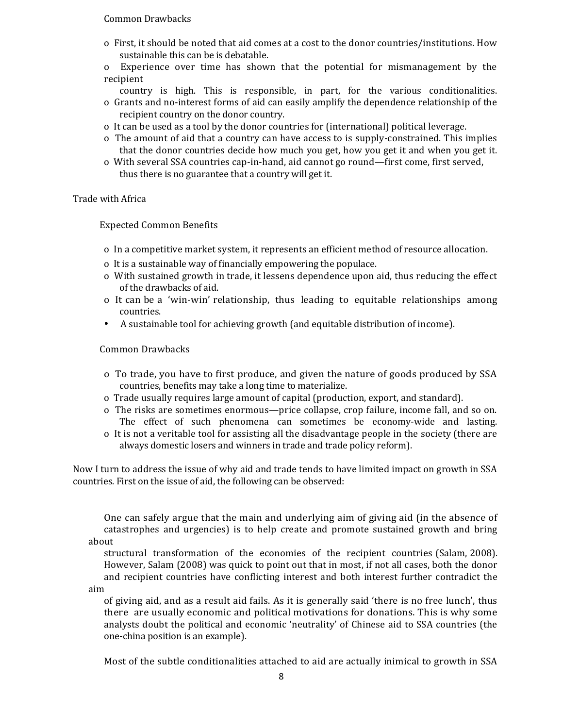Common Drawbacks

- First, it should be noted that aid comes at a cost to the donor countries/institutions. How sustainable this can be is debatable.
- Experience over time has shown that the potential for mismanagement by the recipient country is high. This is responsible, in part, for the various conditionalities.
- Grants and no-interest forms of aid can easily amplify the dependence relationship of the recipient country on the donor country.
- It can be used as a tool by the donor countries for (international) political leverage.
- The amount of aid that a country can have access to is supply-constrained. This implies that the donor countries decide how much you get, how you get it and when you get it.
- With several SSA countries cap-in-hand, aid cannot go round—first come, first served, thus there is no guarantee that a country will get it.

Trade with Africa

Expected Common Benefits

- In a competitive market system, it represents an efficient method of resource allocation.
- It is a sustainable way of financially empowering the populace.
- With sustained growth in trade, it lessens dependence upon aid, thus reducing the effect of the drawbacks of aid.
- It can be a 'win-win' relationship, thus leading to equitable relationships among countries.
- A sustainable tool for achieving growth (and equitable distribution of income).

Common Drawbacks

- To trade, you have to first produce, and given the nature of goods produced by SSA countries, benefits may take a long time to materialize.
- Trade usually requires large amount of capital (production, export, and standard).
- The risks are sometimes enormous—price collapse, crop failure, income fall, and so on. The effect of such phenomena can sometimes be economy-wide and lasting.
- It is not a veritable tool for assisting all the disadvantage people in the society (there are always domestic losers and winners in trade and trade policy reform).

Now I turn to address the issue of why aid and trade tends to have limited impact on growth in SSA countries. First on the issue of aid, the following can be observed:

One can safely argue that the main and underlying aim of giving aid (in the absence of catastrophes and urgencies) is to help create and promote sustained growth and bring about structural transformation of the economies of the recipient countries (Salam, 2008). However, Salam (2008) was quick to point out that in most, if not all cases, both the donor and recipient countries have conflicting interest and both interest further contradict the aim of giving aid, and as a result aid fails. As it is generally said 'there is no free lunch', thus there are usually economic and political motivations for donations. This is why some analysts doubt the political and economic 'neutrality' of Chinese aid to SSA countries (the one-china position is an example).

Most of the subtle conditionalities attached to aid are actually inimical to growth in SSA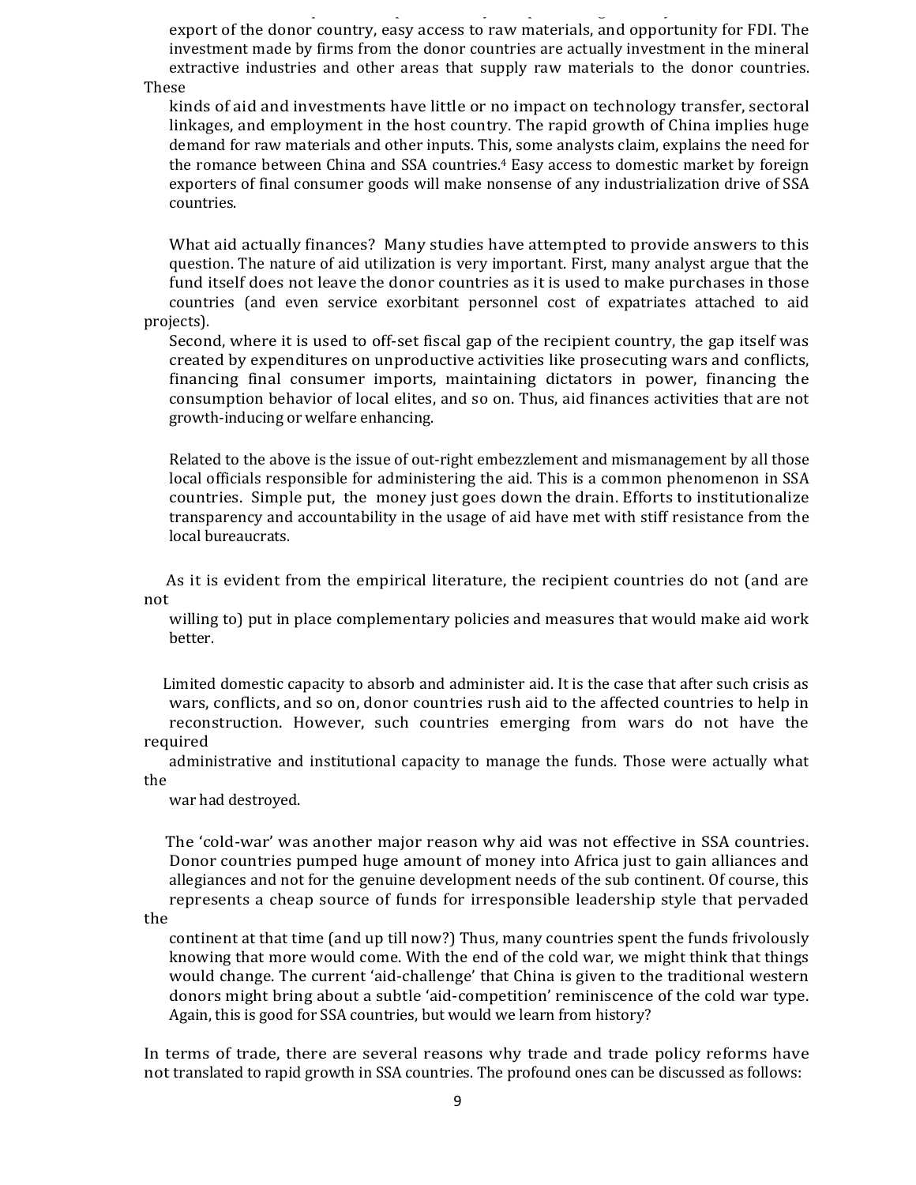export of the donor country, easy access to raw materials, and opportunity for FDI. The investment made by firms from the donor countries are actually investment in the mineral extractive industries and other areas that supply raw materials to the donor countries. These kinds of aid and investments have little or no impact on technology transfer, sectoral linkages, and employment in the host country. The rapid growth of China implies huge demand for raw materials and other inputs. This, some analysts claim, explains the need for the romance between China and SSA countries.[4] Easy access to domestic market by foreign exporters of final consumer goods will make nonsense of any industrialization drive of SSA countries.

What aid actually finances? Many studies have attempted to provide answers to this question. The nature of aid utilization is very important. First, many analyst argue that the fund itself does not leave the donor countries as it is used to make purchases in those countries (and even service exorbitant personnel cost of expatriates attached to aid projects). Second, where it is used to off-set fiscal gap of the recipient country, the gap itself was created by expenditures on unproductive activities like prosecuting wars and conflicts, financing final consumer imports, maintaining dictators in power, financing the consumption behavior of local elites, and so on. Thus, aid finances activities that are not growth-inducing or welfare enhancing.

Related to the above is the issue of out-right embezzlement and mismanagement by all those local officials responsible for administering the aid. This is a common phenomenon in SSA countries. Simple put, the money just goes down the drain. Efforts to institutionalize transparency and accountability in the usage of aid have met with stiff resistance from the local bureaucrats.

As it is evident from the empirical literature, the recipient countries do not (and are not willing to) put in place complementary policies and measures that would make aid work better.

Limited domestic capacity to absorb and administer aid. It is the case that after such crisis as wars, conflicts, and so on, donor countries rush aid to the affected countries to help in reconstruction. However, such countries emerging from wars do not have the required administrative and institutional capacity to manage the funds. Those were actually what the war had destroyed.

The 'cold-war' was another major reason why aid was not effective in SSA countries. Donor countries pumped huge amount of money into Africa just to gain alliances and allegiances and not for the genuine development needs of the sub continent. Of course, this represents a cheap source of funds for irresponsible leadership style that pervaded the continent at that time (and up till now?) Thus, many countries spent the funds frivolously knowing that more would come. With the end of the cold war, we might think that things would change. The current 'aid-challenge' that China is given to the traditional western donors might bring about a subtle 'aid-competition' reminiscence of the cold war type. Again, this is good for SSA countries, but would we learn from history?

In terms of trade, there are several reasons why trade and trade policy reforms have not translated to rapid growth in SSA countries. The profound ones can be discussed as follows: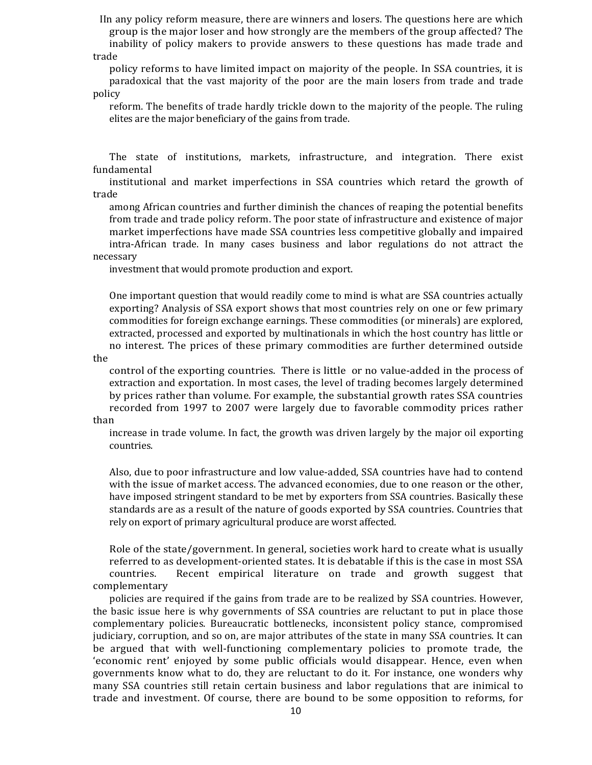IIn any policy reform measure, there are winners and losers. The questions here are which group is the major loser and how strongly are the members of the group affected? The inability of policy makers to provide answers to these questions has made trade and trade policy reforms to have limited impact on majority of the people. In SSA countries, it is paradoxical that the vast majority of the poor are the main losers from trade and trade policy reform. The benefits of trade hardly trickle down to the majority of the people. The ruling elites are the major beneficiary of the gains from trade.

The state of institutions, markets, infrastructure, and integration. There exist fundamental institutional and market imperfections in SSA countries which retard the growth of trade among African countries and further diminish the chances of reaping the potential benefits from trade and trade policy reform. The poor state of infrastructure and existence of major market imperfections have made SSA countries less competitive globally and impaired intra-African trade. In many cases business and labor regulations do not attract the necessary investment that would promote production and export.

One important question that would readily come to mind is what are SSA countries actually exporting? Analysis of SSA export shows that most countries rely on one or few primary commodities for foreign exchange earnings. These commodities (or minerals) are explored, extracted, processed and exported by multinationals in which the host country has little or no interest. The prices of these primary commodities are further determined outside the control of the exporting countries. There is little or no value-added in the process of extraction and exportation. In most cases, the level of trading becomes largely determined by prices rather than volume. For example, the substantial growth rates SSA countries recorded from 1997 to 2007 were largely due to favorable commodity prices rather than increase in trade volume. In fact, the growth was driven largely by the major oil exporting countries.

Also, due to poor infrastructure and low value-added, SSA countries have had to contend with the issue of market access. The advanced economies, due to one reason or the other, have imposed stringent standard to be met by exporters from SSA countries. Basically these standards are as a result of the nature of goods exported by SSA countries. Countries that rely on export of primary agricultural produce are worst affected.

Role of the state/government. In general, societies work hard to create what is usually referred to as development-oriented states. It is debatable if this is the case in most SSA countries. Recent empirical literature on trade and growth suggest that complementary policies are required if the gains from trade are to be realized by SSA countries. However, the basic issue here is why governments of SSA countries are reluctant to put in place those complementary policies. Bureaucratic bottlenecks, inconsistent policy stance, compromised judiciary, corruption, and so on, are major attributes of the state in many SSA countries. It can be argued that with well-functioning complementary policies to promote trade, the 'economic rent' enjoyed by some public officials would disappear. Hence, even when governments know what to do, they are reluctant to do it. For instance, one wonders why many SSA countries still retain certain business and labor regulations that are inimical to trade and investment. Of course, there are bound to be some opposition to reforms, for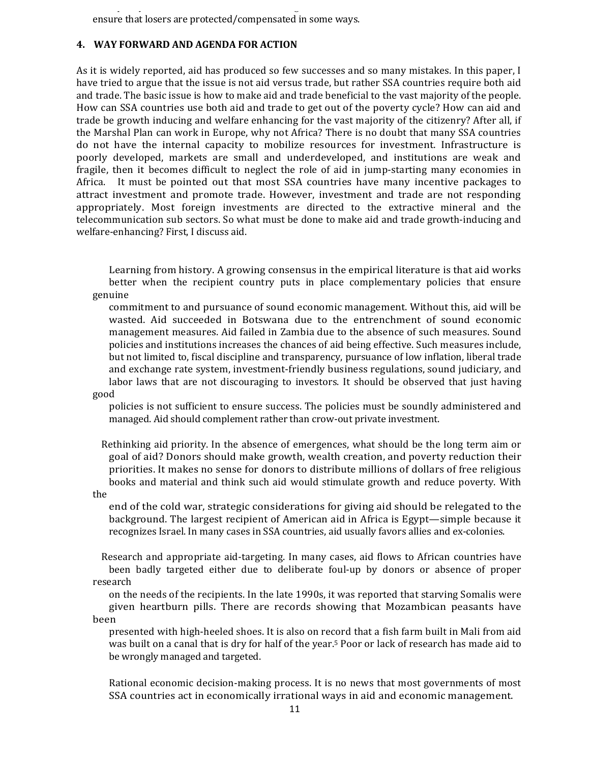ensure that losers are protected/compensated in some ways.

## 4. WAY FORWARD AND AGENDA FOR ACTION

As it is widely reported, aid has produced so few successes and so many mistakes. In this paper, I have tried to argue that the issue is not aid versus trade, but rather SSA countries require both aid and trade. The basic issue is how to make aid and trade beneficial to the vast majority of the people. How can SSA countries use both aid and trade to get out of the poverty cycle? How can aid and trade be growth inducing and welfare enhancing for the vast majority of the citizenry? After all, if the Marshal Plan can work in Europe, why not Africa? There is no doubt that many SSA countries do not have the internal capacity to mobilize resources for investment. Infrastructure is poorly developed, markets are small and underdeveloped, and institutions are weak and fragile, then it becomes difficult to neglect the role of aid in jump-starting many economies in Africa. It must be pointed out that most SSA countries have many incentive packages to attract investment and promote trade. However, investment and trade are not responding appropriately. Most foreign investments are directed to the extractive mineral and the telecommunication sub sectors. So what must be done to make aid and trade growth-inducing and welfare-enhancing? First, I discuss aid.

Learning from history. A growing consensus in the empirical literature is that aid works better when the recipient country puts in place complementary policies that ensure genuine commitment to and pursuance of sound economic management. Without this, aid will be wasted. Aid succeeded in Botswana due to the entrenchment of sound economic management measures. Aid failed in Zambia due to the absence of such measures. Sound policies and institutions increases the chances of aid being effective. Such measures include, but not limited to, fiscal discipline and transparency, pursuance of low inflation, liberal trade and exchange rate system, investment-friendly business regulations, sound judiciary, and labor laws that are not discouraging to investors. It should be observed that just having good policies is not sufficient to ensure success. The policies must be soundly administered and managed. Aid should complement rather than crow-out private investment.

Rethinking aid priority. In the absence of emergences, what should be the long term aim or goal of aid? Donors should make growth, wealth creation, and poverty reduction their priorities. It makes no sense for donors to distribute millions of dollars of free religious books and material and think such aid would stimulate growth and reduce poverty. With the end of the cold war, strategic considerations for giving aid should be relegated to the background. The largest recipient of American aid in Africa is Egypt—simple because it recognizes Israel. In many cases in SSA countries, aid usually favors allies and ex-colonies.

Research and appropriate aid-targeting. In many cases, aid flows to African countries have been badly targeted either due to deliberate foul-up by donors or absence of proper research on the needs of the recipients. In the late 1990s, it was reported that starving Somalis were given heartburn pills. There are records showing that Mozambican peasants have been presented with high-heeled shoes. It is also on record that a fish farm built in Mali from aid was built on a canal that is dry for half of the year.[5] Poor or lack of research has made aid to be wrongly managed and targeted.

Rational economic decision-making process. It is no news that most governments of most SSA countries act in economically irrational ways in aid and economic management.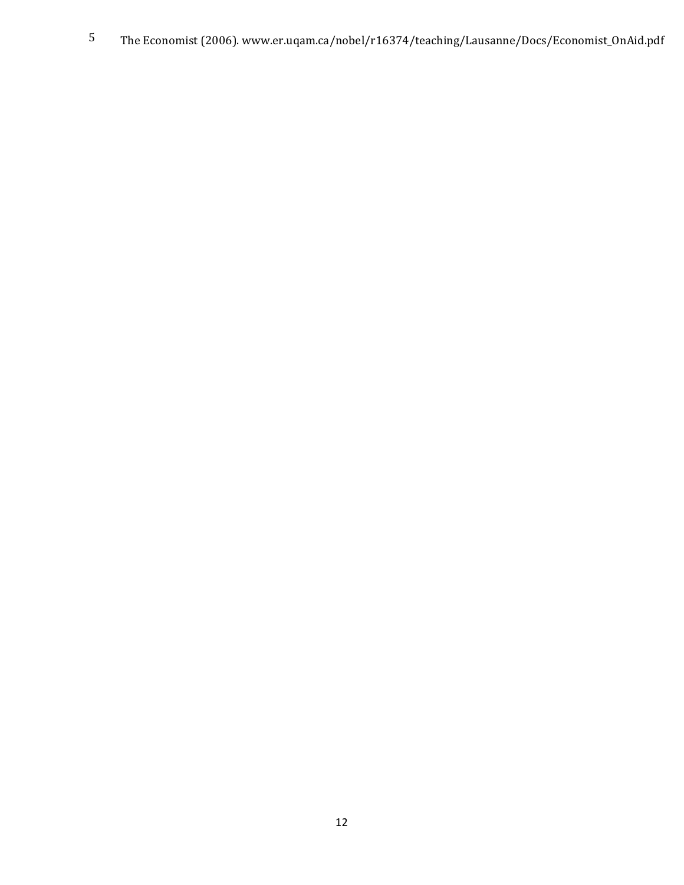[5] The Economist (2006). www.er.uqam.ca/nobel/r16374/teaching/Lausanne/Docs/Economist_OnAid.pdf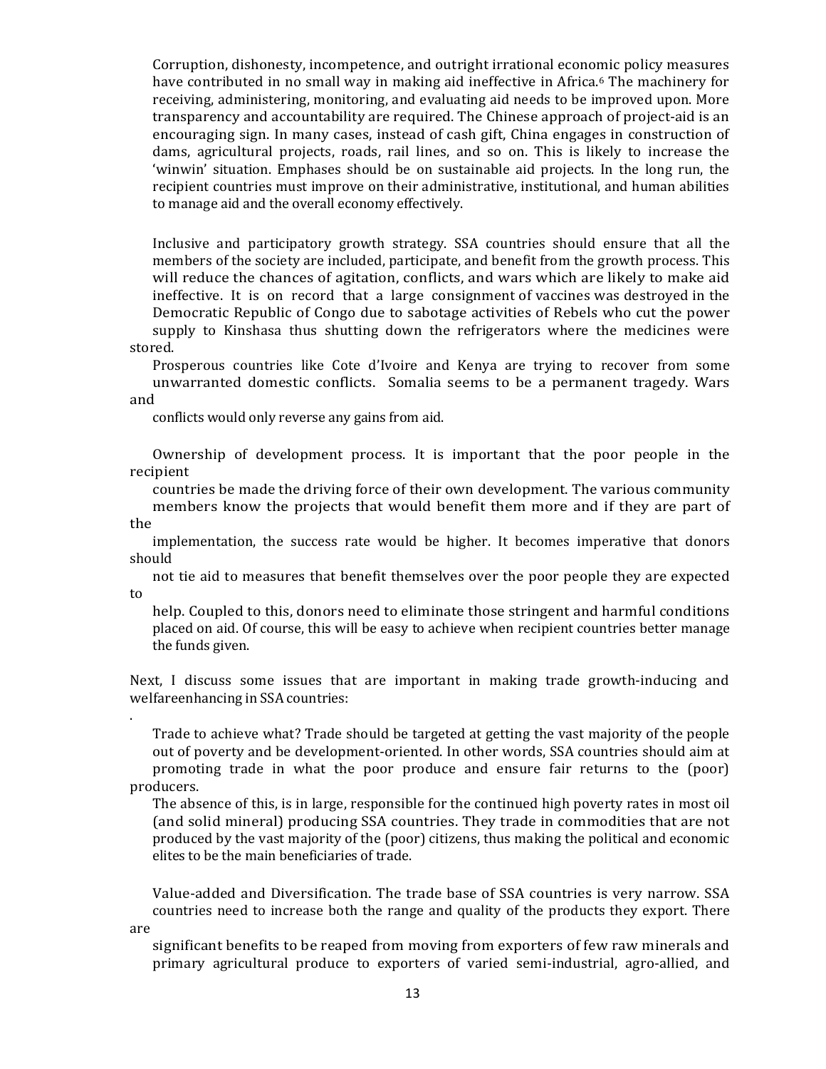Corruption, dishonesty, incompetence, and outright irrational economic policy measures have contributed in no small way in making aid ineffective in Africa.[6] The machinery for receiving, administering, monitoring, and evaluating aid needs to be improved upon. More transparency and accountability are required. The Chinese approach of project-aid is an encouraging sign. In many cases, instead of cash gift, China engages in construction of dams, agricultural projects, roads, rail lines, and so on. This is likely to increase the 'winwin' situation. Emphases should be on sustainable aid projects. In the long run, the recipient countries must improve on their administrative, institutional, and human abilities to manage aid and the overall economy effectively.

Inclusive and participatory growth strategy. SSA countries should ensure that all the members of the society are included, participate, and benefit from the growth process. This will reduce the chances of agitation, conflicts, and wars which are likely to make aid ineffective. It is on record that a large consignment of vaccines was destroyed in the Democratic Republic of Congo due to sabotage activities of Rebels who cut the power supply to Kinshasa thus shutting down the refrigerators where the medicines were stored.

Prosperous countries like Cote d'Ivoire and Kenya are trying to recover from some unwarranted domestic conflicts. Somalia seems to be a permanent tragedy. Wars and conflicts would only reverse any gains from aid.

Ownership of development process. It is important that the poor people in the recipient countries be made the driving force of their own development. The various community members know the projects that would benefit them more and if they are part of the implementation, the success rate would be higher. It becomes imperative that donors should not tie aid to measures that benefit themselves over the poor people they are expected to help. Coupled to this, donors need to eliminate those stringent and harmful conditions placed on aid. Of course, this will be easy to achieve when recipient countries better manage the funds given.

Next, I discuss some issues that are important in making trade growth-inducing and welfareenhancing in SSA countries:

Trade to achieve what? Trade should be targeted at getting the vast majority of the people out of poverty and be development-oriented. In other words, SSA countries should aim at promoting trade in what the poor produce and ensure fair returns to the (poor) producers.

The absence of this, is in large, responsible for the continued high poverty rates in most oil (and solid mineral) producing SSA countries. They trade in commodities that are not produced by the vast majority of the (poor) citizens, thus making the political and economic elites to be the main beneficiaries of trade.

Value-added and Diversification. The trade base of SSA countries is very narrow. SSA countries need to increase both the range and quality of the products they export. There are significant benefits to be reaped from moving from exporters of few raw minerals and primary agricultural produce to exporters of varied semi-industrial, agro-allied, and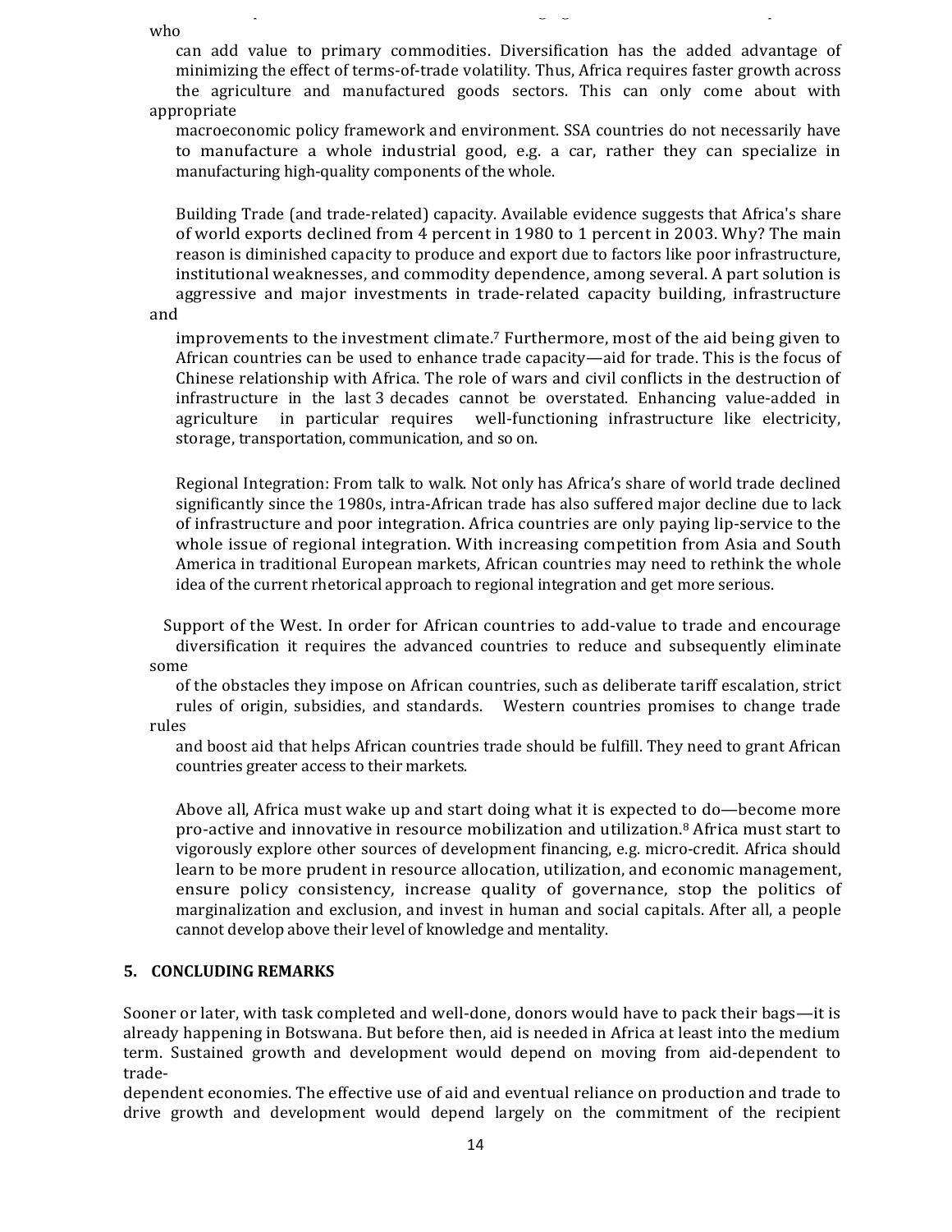who can add value to primary commodities. Diversification has the added advantage of minimizing the effect of terms-of-trade volatility. Thus, Africa requires faster growth across the agriculture and manufactured goods sectors. This can only come about with appropriate macroeconomic policy framework and environment. SSA countries do not necessarily have to manufacture a whole industrial good, e.g. a car, rather they can specialize in manufacturing high-quality components of the whole.

Building Trade (and trade-related) capacity. Available evidence suggests that Africa's share of world exports declined from 4 percent in 1980 to 1 percent in 2003. Why? The main reason is diminished capacity to produce and export due to factors like poor infrastructure, institutional weaknesses, and commodity dependence, among several. A part solution is aggressive and major investments in trade-related capacity building, infrastructure and improvements to the investment climate.[7] Furthermore, most of the aid being given to African countries can be used to enhance trade capacity—aid for trade. This is the focus of Chinese relationship with Africa. The role of wars and civil conflicts in the destruction of infrastructure in the last 3 decades cannot be overstated. Enhancing value-added in agriculture in particular requires well-functioning infrastructure like electricity, storage, transportation, communication, and so on.

Regional Integration: From talk to walk. Not only has Africa's share of world trade declined significantly since the 1980s, intra-African trade has also suffered major decline due to lack of infrastructure and poor integration. Africa countries are only paying lip-service to the whole issue of regional integration. With increasing competition from Asia and South America in traditional European markets, African countries may need to rethink the whole idea of the current rhetorical approach to regional integration and get more serious.

Support of the West. In order for African countries to add-value to trade and encourage diversification it requires the advanced countries to reduce and subsequently eliminate some of the obstacles they impose on African countries, such as deliberate tariff escalation, strict rules of origin, subsidies, and standards. Western countries promises to change trade rules and boost aid that helps African countries trade should be fulfill. They need to grant African countries greater access to their markets.

Above all, Africa must wake up and start doing what it is expected to do—become more pro-active and innovative in resource mobilization and utilization.[8] Africa must start to vigorously explore other sources of development financing, e.g. micro-credit. Africa should learn to be more prudent in resource allocation, utilization, and economic management, ensure policy consistency, increase quality of governance, stop the politics of marginalization and exclusion, and invest in human and social capitals. After all, a people cannot develop above their level of knowledge and mentality.

## 5. CONCLUDING REMARKS

Sooner or later, with task completed and well-done, donors would have to pack their bags—it is already happening in Botswana. But before then, aid is needed in Africa at least into the medium term. Sustained growth and development would depend on moving from aid-dependent to trade-dependent economies. The effective use of aid and eventual reliance on production and trade to drive growth and development would depend largely on the commitment of the recipient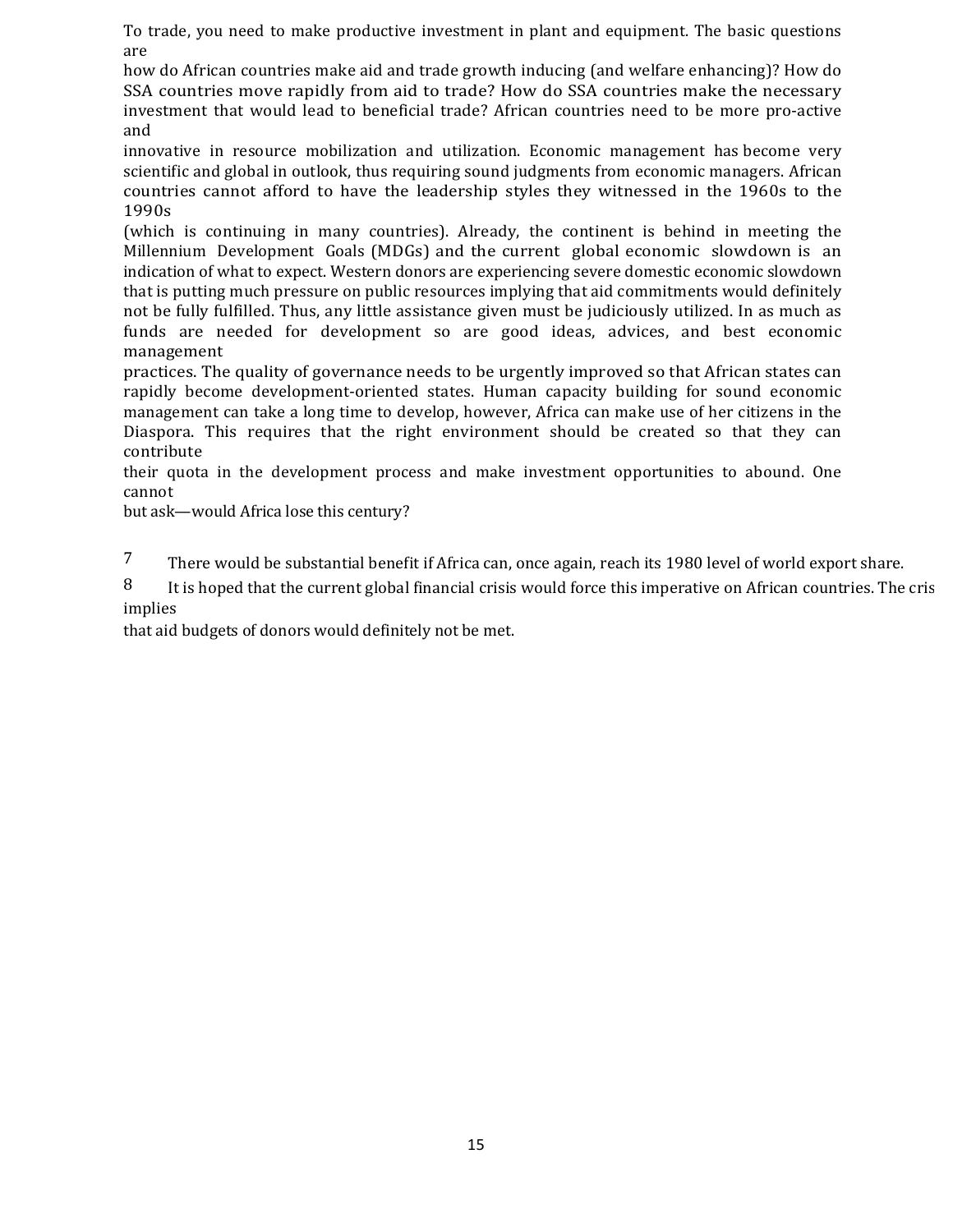To trade, you need to make productive investment in plant and equipment. The basic questions are how do African countries make aid and trade growth inducing (and welfare enhancing)? How do SSA countries move rapidly from aid to trade? How do SSA countries make the necessary investment that would lead to beneficial trade? African countries need to be more pro-active and innovative in resource mobilization and utilization. Economic management has become very scientific and global in outlook, thus requiring sound judgments from economic managers. African countries cannot afford to have the leadership styles they witnessed in the 1960s to the 1990s (which is continuing in many countries). Already, the continent is behind in meeting the Millennium Development Goals (MDGs) and the current global economic slowdown is an indication of what to expect. Western donors are experiencing severe domestic economic slowdown that is putting much pressure on public resources implying that aid commitments would definitely not be fully fulfilled. Thus, any little assistance given must be judiciously utilized. In as much as funds are needed for development so are good ideas, advices, and best economic management practices. The quality of governance needs to be urgently improved so that African states can rapidly become development-oriented states. Human capacity building for sound economic management can take a long time to develop, however, Africa can make use of her citizens in the Diaspora. This requires that the right environment should be created so that they can contribute their quota in the development process and make investment opportunities to abound. One cannot but ask—would Africa lose this century?

[7] There would be substantial benefit if Africa can, once again, reach its 1980 level of world export share.

[8] It is hoped that the current global financial crisis would force this imperative on African countries. The cris implies that aid budgets of donors would definitely not be met.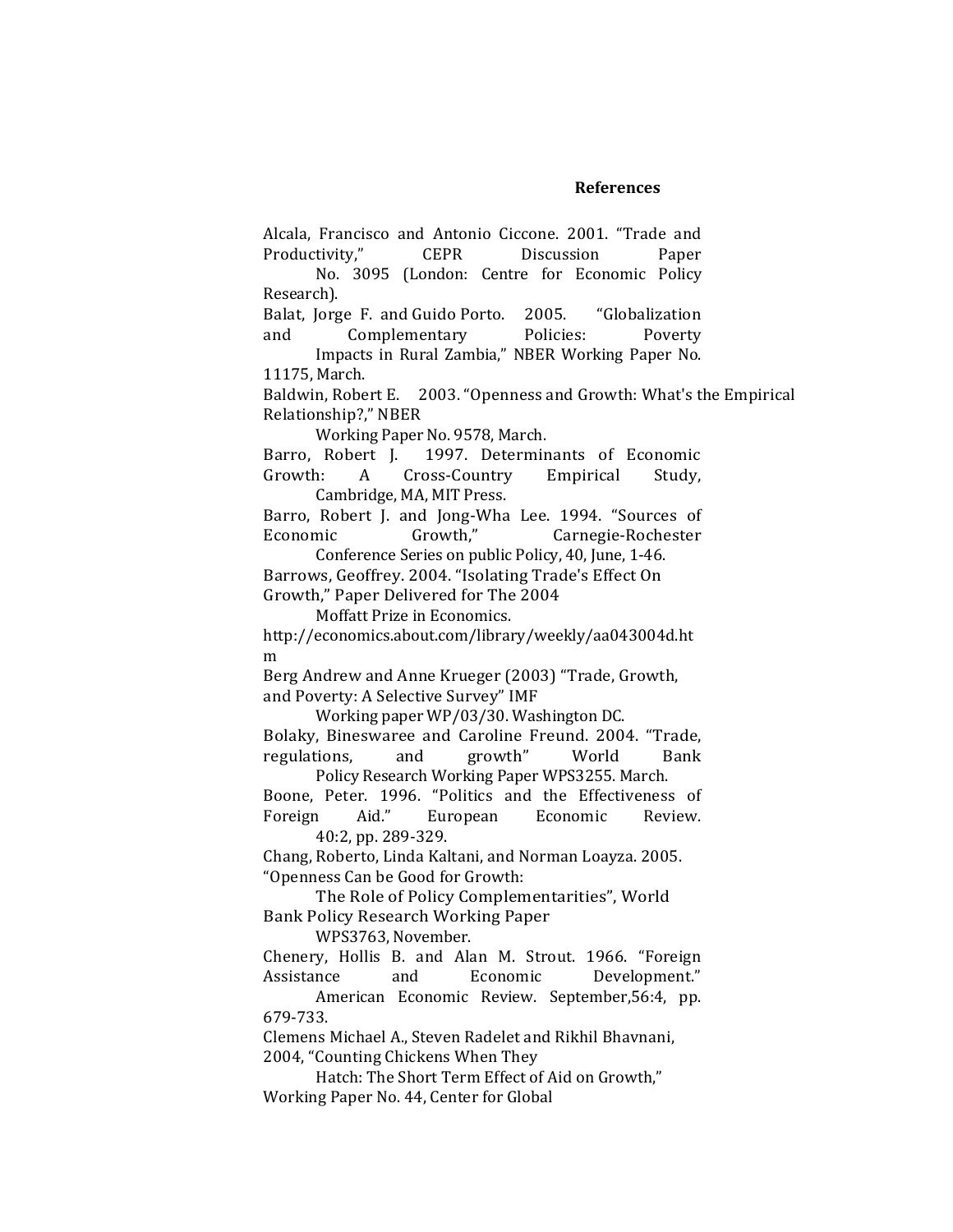# References

Alcala, Francisco and Antonio Ciccone. 2001. "Trade and Productivity," CEPR Discussion Paper No. 3095 (London: Centre for Economic Policy Research).

Balat, Jorge F. and Guido Porto. 2005. "Globalization and Complementary Policies: Poverty Impacts in Rural Zambia," NBER Working Paper No. 11175, March.

Baldwin, Robert E. 2003. "Openness and Growth: What's the Empirical Relationship?," NBER Working Paper No. 9578, March.

Barro, Robert J. 1997. Determinants of Economic Growth: A Cross-Country Empirical Study, Cambridge, MA, MIT Press.

Barro, Robert J. and Jong-Wha Lee. 1994. "Sources of Economic Growth," Carnegie-Rochester Conference Series on public Policy, 40, June, 1-46.

Barrows, Geoffrey. 2004. "Isolating Trade's Effect On Growth," Paper Delivered for The 2004 Moffatt Prize in Economics. http://economics.about.com/library/weekly/aa043004d.htm

Berg Andrew and Anne Krueger (2003) "Trade, Growth, and Poverty: A Selective Survey" IMF Working paper WP/03/30. Washington DC.

Bolaky, Bineswaree and Caroline Freund. 2004. "Trade, regulations, and growth" World Bank Policy Research Working Paper WPS3255. March.

Boone, Peter. 1996. "Politics and the Effectiveness of Foreign Aid." European Economic Review. 40:2, pp. 289-329.

Chang, Roberto, Linda Kaltani, and Norman Loayza. 2005. "Openness Can be Good for Growth: The Role of Policy Complementarities", World Bank Policy Research Working Paper WPS3763, November.

Chenery, Hollis B. and Alan M. Strout. 1966. "Foreign Assistance and Economic Development." American Economic Review. September,56:4, pp. 679-733.

Clemens Michael A., Steven Radelet and Rikhil Bhavnani, 2004, "Counting Chickens When They Hatch: The Short Term Effect of Aid on Growth," Working Paper No. 44, Center for Global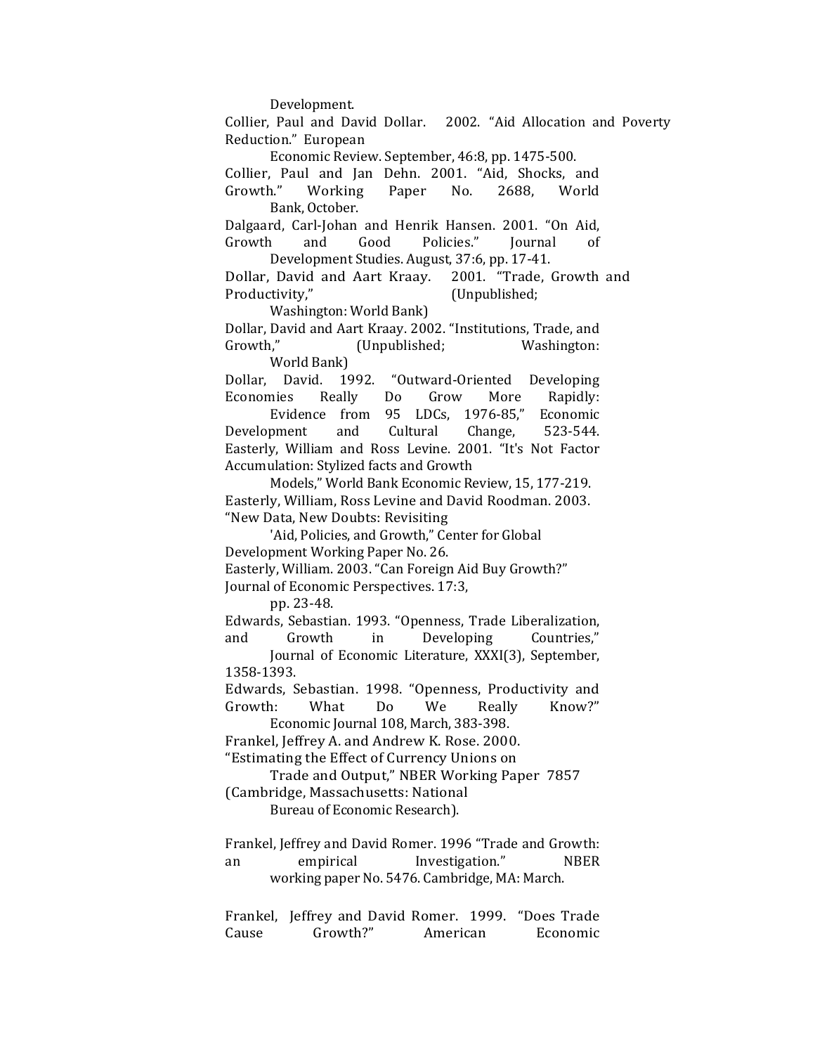Development.

Collier, Paul and David Dollar. 2002. "Aid Allocation and Poverty Reduction." European Economic Review. September, 46:8, pp. 1475-500.

Collier, Paul and Jan Dehn. 2001. "Aid, Shocks, and Growth." Working Paper No. 2688, World Bank, October.

Dalgaard, Carl-Johan and Henrik Hansen. 2001. "On Aid, Growth and Good Policies." Journal of Development Studies. August, 37:6, pp. 17-41.

Dollar, David and Aart Kraay. 2001. "Trade, Growth and Productivity," (Unpublished; Washington: World Bank)

Dollar, David and Aart Kraay. 2002. "Institutions, Trade, and Growth," (Unpublished; Washington: World Bank)

Dollar, David. 1992. "Outward-Oriented Developing Economies Really Do Grow More Rapidly: Evidence from 95 LDCs, 1976-85," Economic Development and Cultural Change, 523-544.

Easterly, William and Ross Levine. 2001. "It's Not Factor Accumulation: Stylized facts and Growth Models," World Bank Economic Review, 15, 177-219.

Easterly, William, Ross Levine and David Roodman. 2003. "New Data, New Doubts: Revisiting 'Aid, Policies, and Growth," Center for Global Development Working Paper No. 26.

Easterly, William. 2003. "Can Foreign Aid Buy Growth?" Journal of Economic Perspectives. 17:3, pp. 23-48.

Edwards, Sebastian. 1993. "Openness, Trade Liberalization, and Growth in Developing Countries," Journal of Economic Literature, XXXI(3), September, 1358-1393.

Edwards, Sebastian. 1998. "Openness, Productivity and Growth: What Do We Really Know?" Economic Journal 108, March, 383-398.

Frankel, Jeffrey A. and Andrew K. Rose. 2000. "Estimating the Effect of Currency Unions on Trade and Output," NBER Working Paper 7857 (Cambridge, Massachusetts: National Bureau of Economic Research).

Frankel, Jeffrey and David Romer. 1996 "Trade and Growth: an empirical Investigation." NBER working paper No. 5476. Cambridge, MA: March.

Frankel, Jeffrey and David Romer. 1999. "Does Trade Cause Growth?" American Economic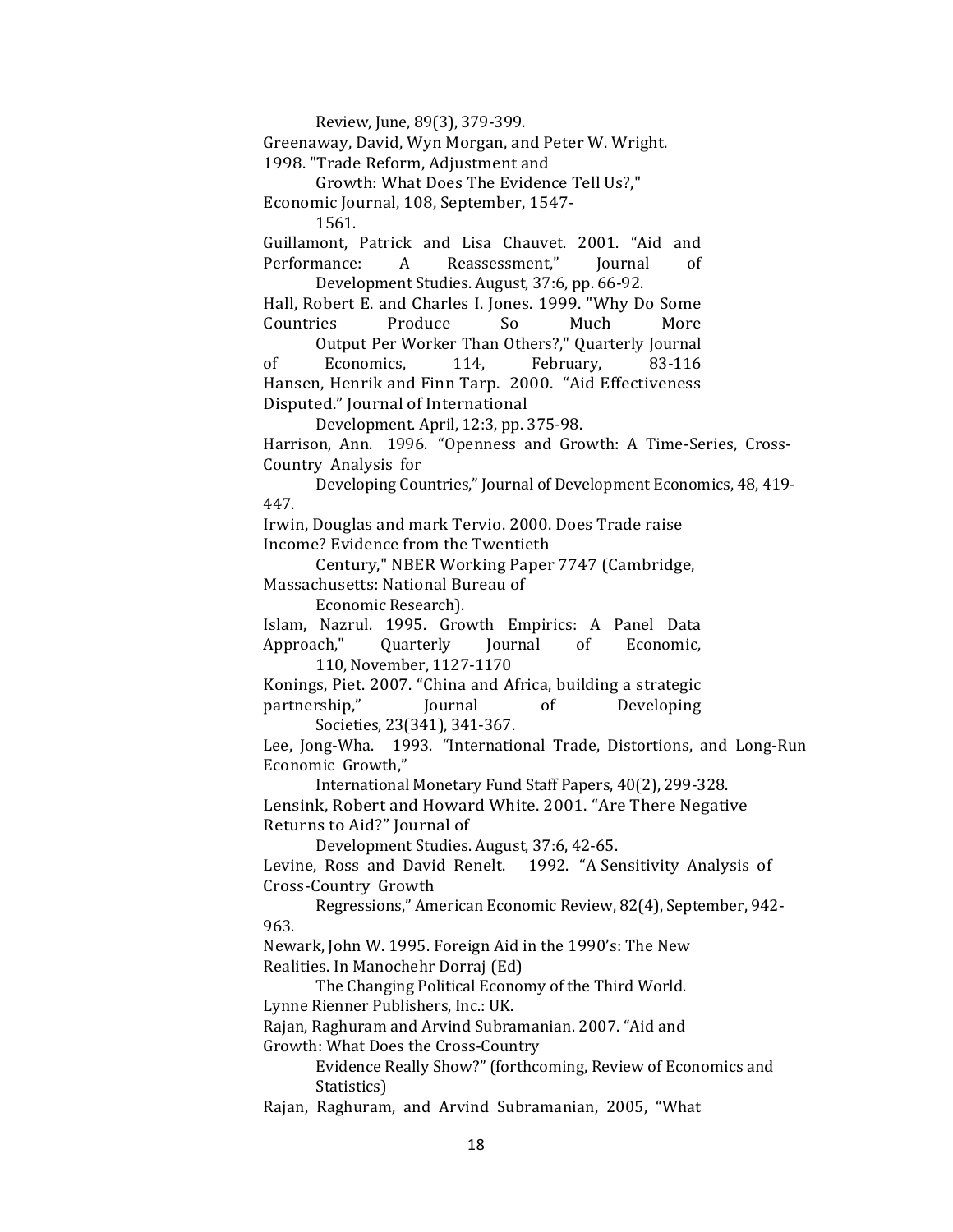Review, June, 89(3), 379-399.

Greenaway, David, Wyn Morgan, and Peter W. Wright. 1998. "Trade Reform, Adjustment and Growth: What Does The Evidence Tell Us?," Economic Journal, 108, September, 1547-1561.

Guillamont, Patrick and Lisa Chauvet. 2001. "Aid and Performance: A Reassessment," Journal of Development Studies. August, 37:6, pp. 66-92.

Hall, Robert E. and Charles I. Jones. 1999. "Why Do Some Countries Produce So Much More Output Per Worker Than Others?," Quarterly Journal of Economics, 114, February, 83-116

Hansen, Henrik and Finn Tarp. 2000. "Aid Effectiveness Disputed." Journal of International Development. April, 12:3, pp. 375-98.

Harrison, Ann. 1996. "Openness and Growth: A Time-Series, Cross-Country Analysis for Developing Countries," Journal of Development Economics, 48, 419-447.

Irwin, Douglas and mark Tervio. 2000. Does Trade raise Income? Evidence from the Twentieth Century," NBER Working Paper 7747 (Cambridge, Massachusetts: National Bureau of Economic Research).

Islam, Nazrul. 1995. Growth Empirics: A Panel Data Approach," Quarterly Journal of Economic, 110, November, 1127-1170

Konings, Piet. 2007. "China and Africa, building a strategic partnership," Journal of Developing Societies, 23(341), 341-367.

Lee, Jong-Wha. 1993. "International Trade, Distortions, and Long-Run Economic Growth," International Monetary Fund Staff Papers, 40(2), 299-328.

Lensink, Robert and Howard White. 2001. "Are There Negative Returns to Aid?" Journal of Development Studies. August, 37:6, 42-65.

Levine, Ross and David Renelt. 1992. "A Sensitivity Analysis of Cross-Country Growth Regressions," American Economic Review, 82(4), September, 942-963.

Newark, John W. 1995. Foreign Aid in the 1990's: The New Realities. In Manochehr Dorraj (Ed) The Changing Political Economy of the Third World. Lynne Rienner Publishers, Inc.: UK.

Rajan, Raghuram and Arvind Subramanian. 2007. "Aid and Growth: What Does the Cross-Country Evidence Really Show?" (forthcoming, Review of Economics and Statistics)

Rajan, Raghuram, and Arvind Subramanian, 2005, "What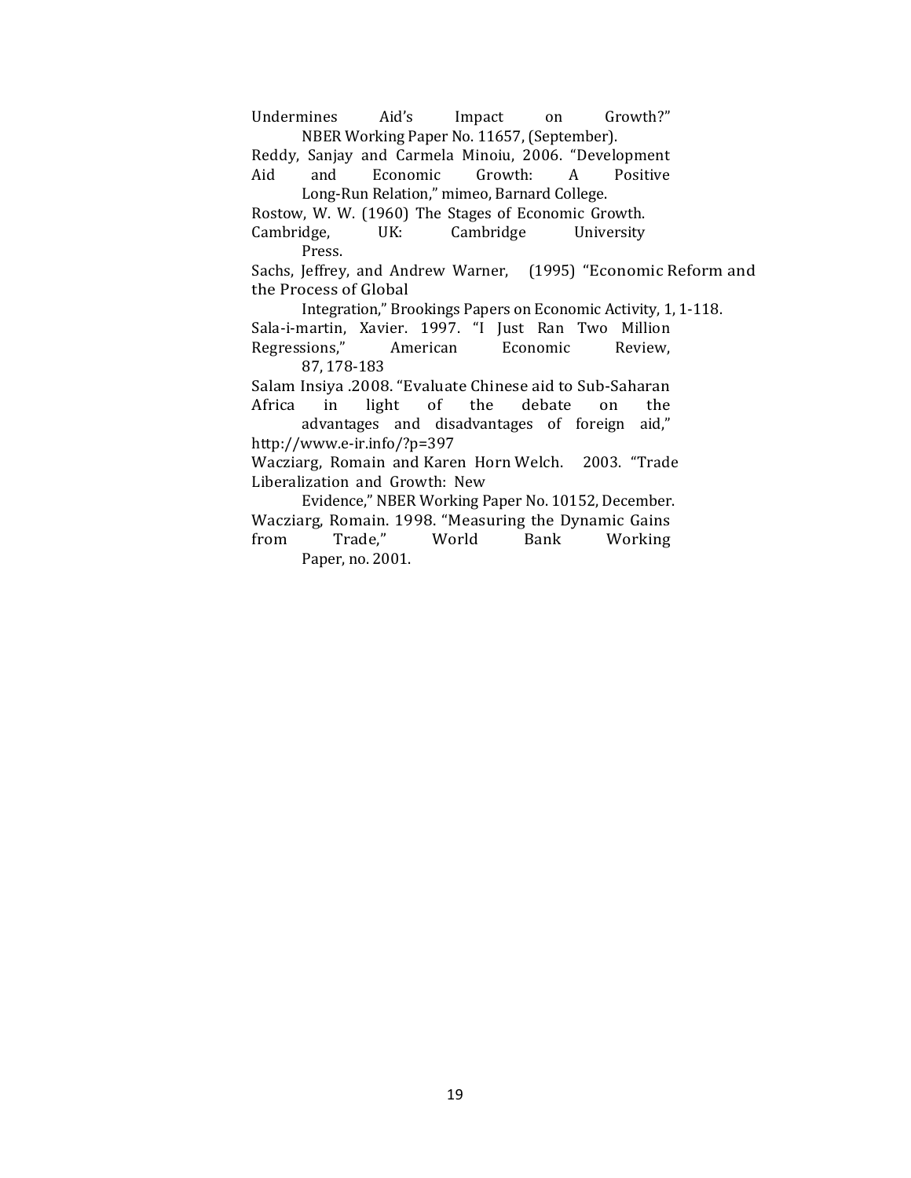Undermines Aid's Impact on Growth?" NBER Working Paper No. 11657, (September).

Reddy, Sanjay and Carmela Minoiu, 2006. "Development Aid and Economic Growth: A Positive Long-Run Relation," mimeo, Barnard College.

Rostow, W. W. (1960) The Stages of Economic Growth. Cambridge, UK: Cambridge University Press.

Sachs, Jeffrey, and Andrew Warner, (1995) "Economic Reform and the Process of Global Integration," Brookings Papers on Economic Activity, 1, 1-118.

Sala-i-martin, Xavier. 1997. "I Just Ran Two Million Regressions," American Economic Review, 87, 178-183

Salam Insiya .2008. "Evaluate Chinese aid to Sub-Saharan Africa in light of the debate on the advantages and disadvantages of foreign aid," http://www.e-ir.info/?p=397

Wacziarg, Romain and Karen Horn Welch. 2003. "Trade Liberalization and Growth: New Evidence," NBER Working Paper No. 10152, December.

Wacziarg, Romain. 1998. "Measuring the Dynamic Gains from Trade," World Bank Working Paper, no. 2001.